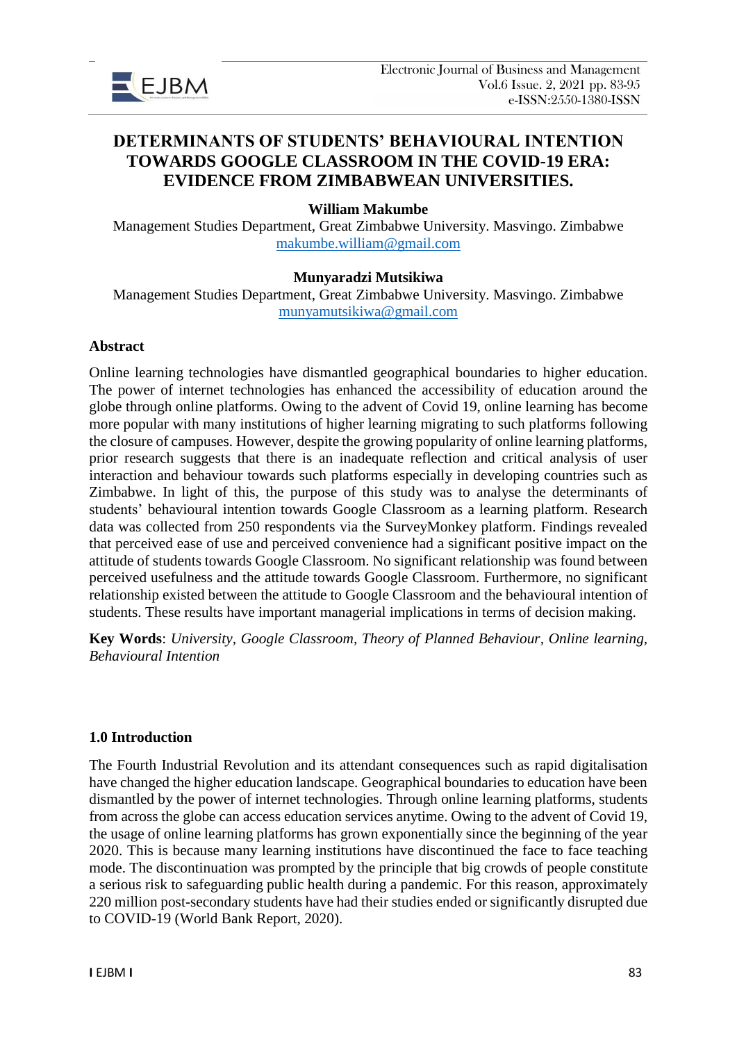# DETERMINANTS OF STUDENTS' BEHAVIOURAL INTENTION TOWARDS GOOGLE CLASSROOM IN THE COVID-19 ERA: EVIDENCE FROM ZIMBABWEAN UNIVERSITIES.

**William Makumbe**

Management Studies Department, Great Zimbabwe University. Masvingo. Zimbabwe
makumbe.william@gmail.com

**Munyaradzi Mutsikiwa**

Management Studies Department, Great Zimbabwe University. Masvingo. Zimbabwe
munyamutsikiwa@gmail.com

## Abstract

Online learning technologies have dismantled geographical boundaries to higher education. The power of internet technologies has enhanced the accessibility of education around the globe through online platforms. Owing to the advent of Covid 19, online learning has become more popular with many institutions of higher learning migrating to such platforms following the closure of campuses. However, despite the growing popularity of online learning platforms, prior research suggests that there is an inadequate reflection and critical analysis of user interaction and behaviour towards such platforms especially in developing countries such as Zimbabwe. In light of this, the purpose of this study was to analyse the determinants of students' behavioural intention towards Google Classroom as a learning platform. Research data was collected from 250 respondents via the SurveyMonkey platform. Findings revealed that perceived ease of use and perceived convenience had a significant positive impact on the attitude of students towards Google Classroom. No significant relationship was found between perceived usefulness and the attitude towards Google Classroom. Furthermore, no significant relationship existed between the attitude to Google Classroom and the behavioural intention of students. These results have important managerial implications in terms of decision making.

**Key Words**: *University, Google Classroom, Theory of Planned Behaviour, Online learning, Behavioural Intention*

## 1.0 Introduction

The Fourth Industrial Revolution and its attendant consequences such as rapid digitalisation have changed the higher education landscape. Geographical boundaries to education have been dismantled by the power of internet technologies. Through online learning platforms, students from across the globe can access education services anytime. Owing to the advent of Covid 19, the usage of online learning platforms has grown exponentially since the beginning of the year 2020. This is because many learning institutions have discontinued the face to face teaching mode. The discontinuation was prompted by the principle that big crowds of people constitute a serious risk to safeguarding public health during a pandemic. For this reason, approximately 220 million post-secondary students have had their studies ended or significantly disrupted due to COVID-19 (World Bank Report, 2020).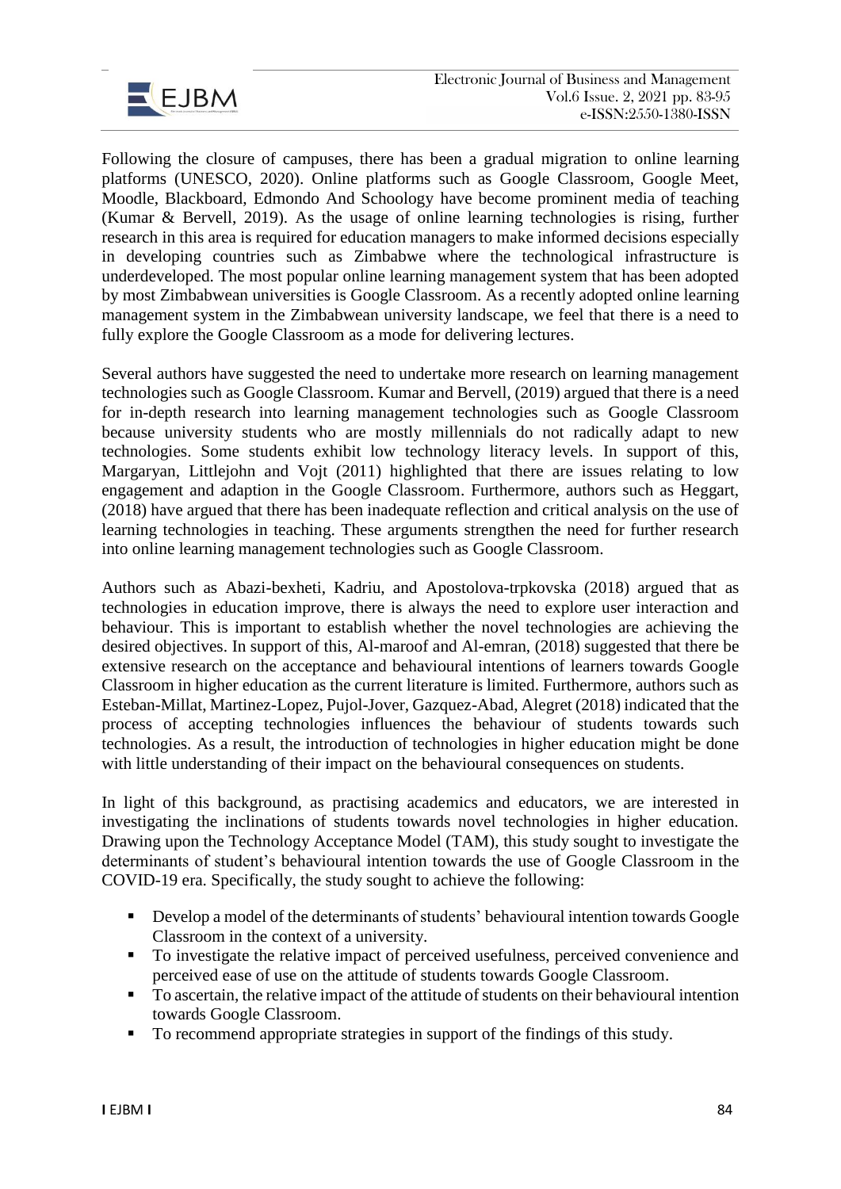Following the closure of campuses, there has been a gradual migration to online learning platforms (UNESCO, 2020). Online platforms such as Google Classroom, Google Meet, Moodle, Blackboard, Edmondo And Schoology have become prominent media of teaching (Kumar & Bervell, 2019). As the usage of online learning technologies is rising, further research in this area is required for education managers to make informed decisions especially in developing countries such as Zimbabwe where the technological infrastructure is underdeveloped. The most popular online learning management system that has been adopted by most Zimbabwean universities is Google Classroom. As a recently adopted online learning management system in the Zimbabwean university landscape, we feel that there is a need to fully explore the Google Classroom as a mode for delivering lectures.

Several authors have suggested the need to undertake more research on learning management technologies such as Google Classroom. Kumar and Bervell, (2019) argued that there is a need for in-depth research into learning management technologies such as Google Classroom because university students who are mostly millennials do not radically adapt to new technologies. Some students exhibit low technology literacy levels. In support of this, Margaryan, Littlejohn and Vojt (2011) highlighted that there are issues relating to low engagement and adaption in the Google Classroom. Furthermore, authors such as Heggart, (2018) have argued that there has been inadequate reflection and critical analysis on the use of learning technologies in teaching. These arguments strengthen the need for further research into online learning management technologies such as Google Classroom.

Authors such as Abazi-bexheti, Kadriu, and Apostolova-trpkovska (2018) argued that as technologies in education improve, there is always the need to explore user interaction and behaviour. This is important to establish whether the novel technologies are achieving the desired objectives. In support of this, Al-maroof and Al-emran, (2018) suggested that there be extensive research on the acceptance and behavioural intentions of learners towards Google Classroom in higher education as the current literature is limited. Furthermore, authors such as Esteban-Millat, Martinez-Lopez, Pujol-Jover, Gazquez-Abad, Alegret (2018) indicated that the process of accepting technologies influences the behaviour of students towards such technologies. As a result, the introduction of technologies in higher education might be done with little understanding of their impact on the behavioural consequences on students.

In light of this background, as practising academics and educators, we are interested in investigating the inclinations of students towards novel technologies in higher education. Drawing upon the Technology Acceptance Model (TAM), this study sought to investigate the determinants of student's behavioural intention towards the use of Google Classroom in the COVID-19 era. Specifically, the study sought to achieve the following:

- Develop a model of the determinants of students' behavioural intention towards Google Classroom in the context of a university.
- To investigate the relative impact of perceived usefulness, perceived convenience and perceived ease of use on the attitude of students towards Google Classroom.
- To ascertain, the relative impact of the attitude of students on their behavioural intention towards Google Classroom.
- To recommend appropriate strategies in support of the findings of this study.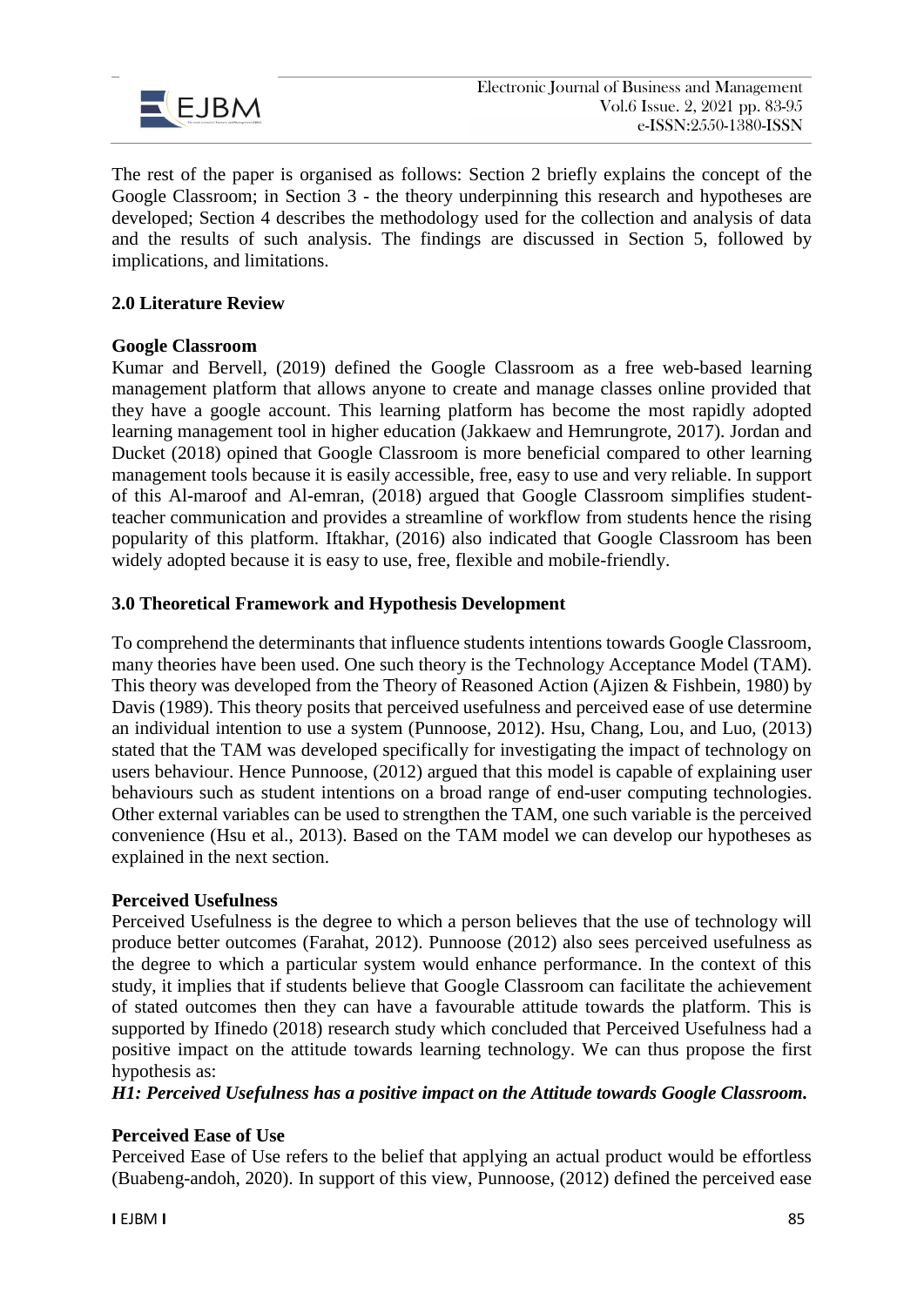The rest of the paper is organised as follows: Section 2 briefly explains the concept of the Google Classroom; in Section 3 - the theory underpinning this research and hypotheses are developed; Section 4 describes the methodology used for the collection and analysis of data and the results of such analysis. The findings are discussed in Section 5, followed by implications, and limitations.

## 2.0 Literature Review

### Google Classroom

Kumar and Bervell, (2019) defined the Google Classroom as a free web-based learning management platform that allows anyone to create and manage classes online provided that they have a google account. This learning platform has become the most rapidly adopted learning management tool in higher education (Jakkaew and Hemrungrote, 2017). Jordan and Ducket (2018) opined that Google Classroom is more beneficial compared to other learning management tools because it is easily accessible, free, easy to use and very reliable. In support of this Al-maroof and Al-emran, (2018) argued that Google Classroom simplifies student-teacher communication and provides a streamline of workflow from students hence the rising popularity of this platform. Iftakhar, (2016) also indicated that Google Classroom has been widely adopted because it is easy to use, free, flexible and mobile-friendly.

## 3.0 Theoretical Framework and Hypothesis Development

To comprehend the determinants that influence students intentions towards Google Classroom, many theories have been used. One such theory is the Technology Acceptance Model (TAM). This theory was developed from the Theory of Reasoned Action (Ajizen & Fishbein, 1980) by Davis (1989). This theory posits that perceived usefulness and perceived ease of use determine an individual intention to use a system (Punnoose, 2012). Hsu, Chang, Lou, and Luo, (2013) stated that the TAM was developed specifically for investigating the impact of technology on users behaviour. Hence Punnoose, (2012) argued that this model is capable of explaining user behaviours such as student intentions on a broad range of end-user computing technologies. Other external variables can be used to strengthen the TAM, one such variable is the perceived convenience (Hsu et al., 2013). Based on the TAM model we can develop our hypotheses as explained in the next section.

### Perceived Usefulness

Perceived Usefulness is the degree to which a person believes that the use of technology will produce better outcomes (Farahat, 2012). Punnoose (2012) also sees perceived usefulness as the degree to which a particular system would enhance performance. In the context of this study, it implies that if students believe that Google Classroom can facilitate the achievement of stated outcomes then they can have a favourable attitude towards the platform. This is supported by Ifinedo (2018) research study which concluded that Perceived Usefulness had a positive impact on the attitude towards learning technology. We can thus propose the first hypothesis as:

***H1: Perceived Usefulness has a positive impact on the Attitude towards Google Classroom.***

### Perceived Ease of Use

Perceived Ease of Use refers to the belief that applying an actual product would be effortless (Buabeng-andoh, 2020). In support of this view, Punnoose, (2012) defined the perceived ease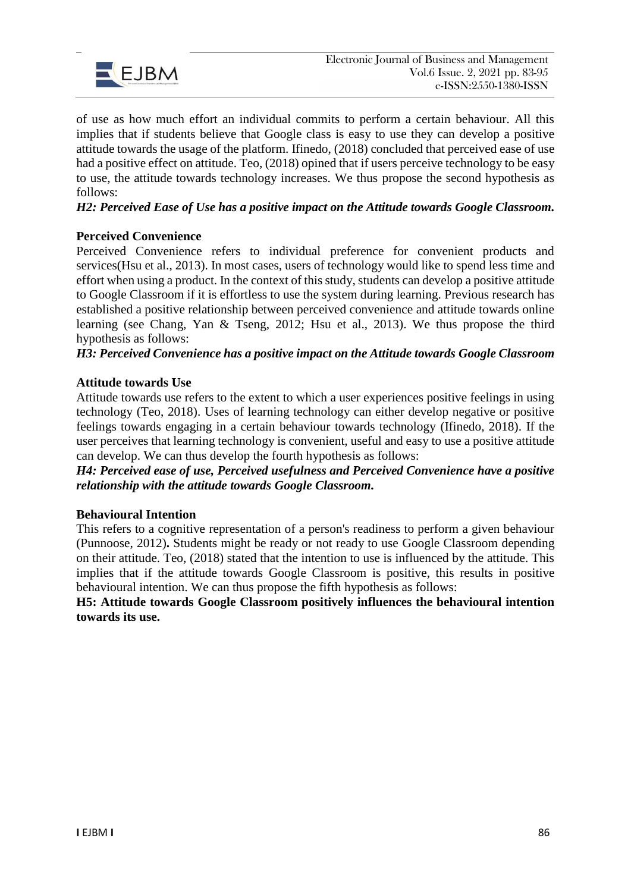of use as how much effort an individual commits to perform a certain behaviour. All this implies that if students believe that Google class is easy to use they can develop a positive attitude towards the usage of the platform. Ifinedo, (2018) concluded that perceived ease of use had a positive effect on attitude. Teo, (2018) opined that if users perceive technology to be easy to use, the attitude towards technology increases. We thus propose the second hypothesis as follows:

***H2: Perceived Ease of Use has a positive impact on the Attitude towards Google Classroom.***

**Perceived Convenience**

Perceived Convenience refers to individual preference for convenient products and services(Hsu et al., 2013). In most cases, users of technology would like to spend less time and effort when using a product. In the context of this study, students can develop a positive attitude to Google Classroom if it is effortless to use the system during learning. Previous research has established a positive relationship between perceived convenience and attitude towards online learning (see Chang, Yan & Tseng, 2012; Hsu et al., 2013). We thus propose the third hypothesis as follows:

***H3: Perceived Convenience has a positive impact on the Attitude towards Google Classroom***

**Attitude towards Use**

Attitude towards use refers to the extent to which a user experiences positive feelings in using technology (Teo, 2018). Uses of learning technology can either develop negative or positive feelings towards engaging in a certain behaviour towards technology (Ifinedo, 2018). If the user perceives that learning technology is convenient, useful and easy to use a positive attitude can develop. We can thus develop the fourth hypothesis as follows:

***H4: Perceived ease of use, Perceived usefulness and Perceived Convenience have a positive relationship with the attitude towards Google Classroom.***

**Behavioural Intention**

This refers to a cognitive representation of a person's readiness to perform a given behaviour (Punnoose, 2012)**.** Students might be ready or not ready to use Google Classroom depending on their attitude. Teo, (2018) stated that the intention to use is influenced by the attitude. This implies that if the attitude towards Google Classroom is positive, this results in positive behavioural intention. We can thus propose the fifth hypothesis as follows:

**H5: Attitude towards Google Classroom positively influences the behavioural intention towards its use.**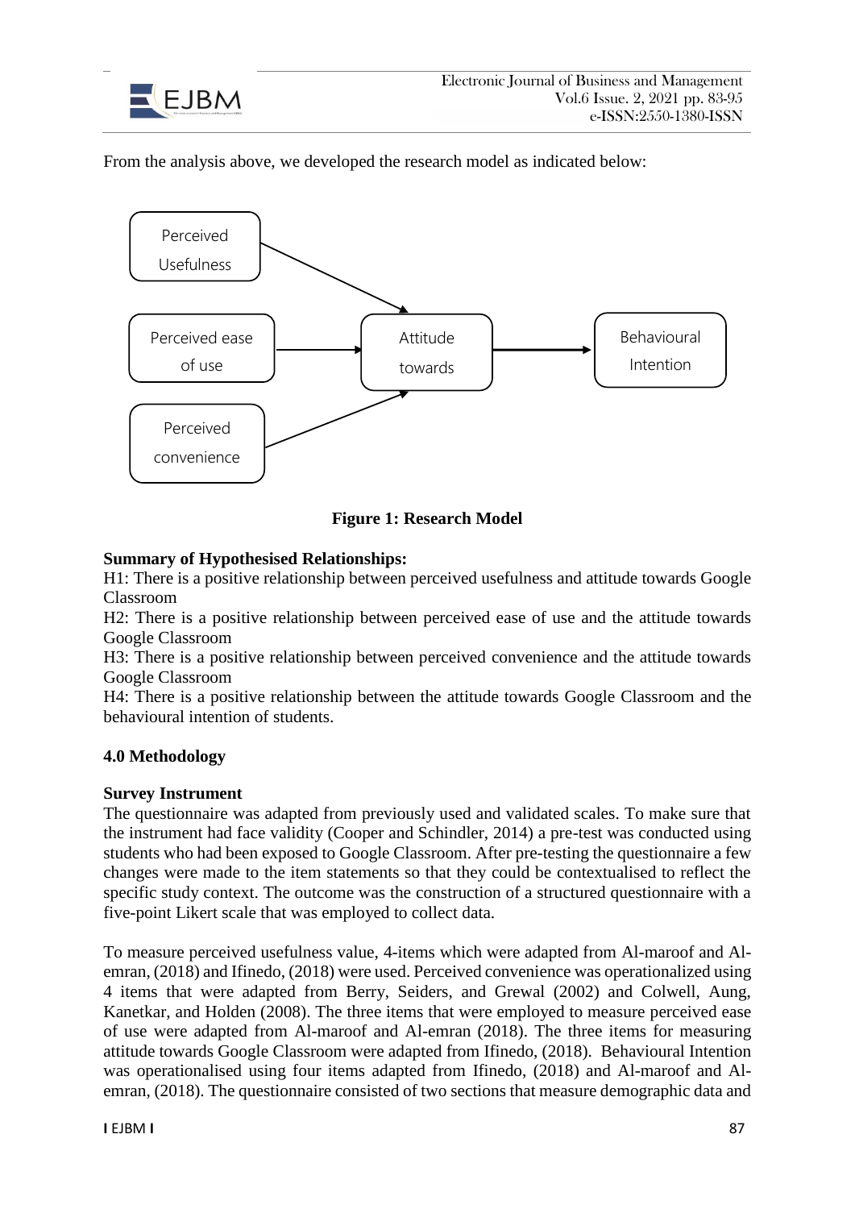From the analysis above, we developed the research model as indicated below:

**Figure 1: Research Model**

**Summary of Hypothesised Relationships:**

H1: There is a positive relationship between perceived usefulness and attitude towards Google Classroom

H2: There is a positive relationship between perceived ease of use and the attitude towards Google Classroom

H3: There is a positive relationship between perceived convenience and the attitude towards Google Classroom

H4: There is a positive relationship between the attitude towards Google Classroom and the behavioural intention of students.

## 4.0 Methodology

### Survey Instrument

The questionnaire was adapted from previously used and validated scales. To make sure that the instrument had face validity (Cooper and Schindler, 2014) a pre-test was conducted using students who had been exposed to Google Classroom. After pre-testing the questionnaire a few changes were made to the item statements so that they could be contextualised to reflect the specific study context. The outcome was the construction of a structured questionnaire with a five-point Likert scale that was employed to collect data.

To measure perceived usefulness value, 4-items which were adapted from Al-maroof and Al-emran, (2018) and Ifinedo, (2018) were used. Perceived convenience was operationalized using 4 items that were adapted from Berry, Seiders, and Grewal (2002) and Colwell, Aung, Kanetkar, and Holden (2008). The three items that were employed to measure perceived ease of use were adapted from Al-maroof and Al-emran (2018). The three items for measuring attitude towards Google Classroom were adapted from Ifinedo, (2018). Behavioural Intention was operationalised using four items adapted from Ifinedo, (2018) and Al-maroof and Al-emran, (2018). The questionnaire consisted of two sections that measure demographic data and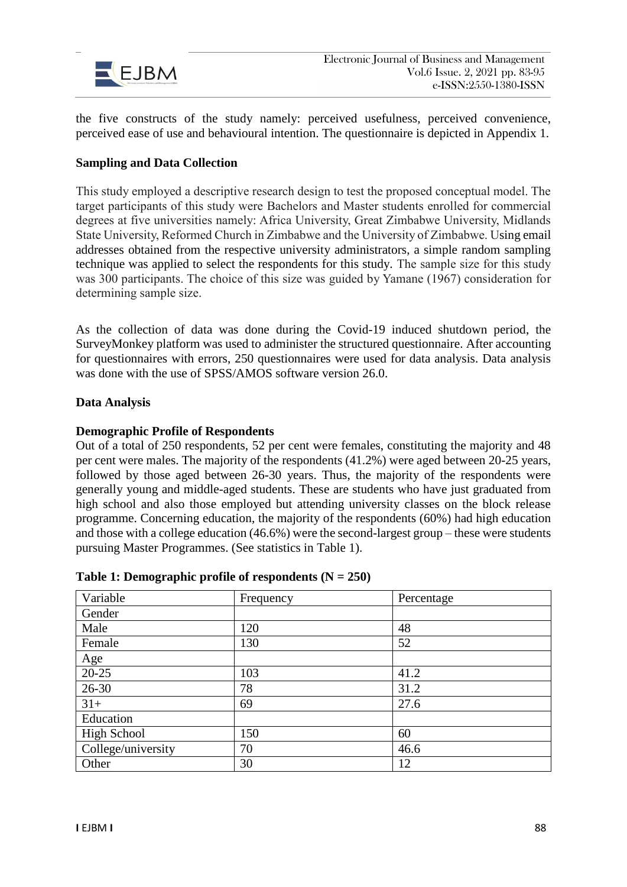the five constructs of the study namely: perceived usefulness, perceived convenience, perceived ease of use and behavioural intention. The questionnaire is depicted in Appendix 1.

**Sampling and Data Collection**

This study employed a descriptive research design to test the proposed conceptual model. The target participants of this study were Bachelors and Master students enrolled for commercial degrees at five universities namely: Africa University, Great Zimbabwe University, Midlands State University, Reformed Church in Zimbabwe and the University of Zimbabwe. Using email addresses obtained from the respective university administrators, a simple random sampling technique was applied to select the respondents for this study. The sample size for this study was 300 participants. The choice of this size was guided by Yamane (1967) consideration for determining sample size.

As the collection of data was done during the Covid-19 induced shutdown period, the SurveyMonkey platform was used to administer the structured questionnaire. After accounting for questionnaires with errors, 250 questionnaires were used for data analysis. Data analysis was done with the use of SPSS/AMOS software version 26.0.

**Data Analysis**

**Demographic Profile of Respondents**

Out of a total of 250 respondents, 52 per cent were females, constituting the majority and 48 per cent were males. The majority of the respondents (41.2%) were aged between 20-25 years, followed by those aged between 26-30 years. Thus, the majority of the respondents were generally young and middle-aged students. These are students who have just graduated from high school and also those employed but attending university classes on the block release programme. Concerning education, the majority of the respondents (60%) had high education and those with a college education (46.6%) were the second-largest group – these were students pursuing Master Programmes. (See statistics in Table 1).

**Table 1: Demographic profile of respondents (N = 250)**

| Variable | Frequency | Percentage |
|---|---|---|
| Gender | | |
| Male | 120 | 48 |
| Female | 130 | 52 |
| Age | | |
| 20-25 | 103 | 41.2 |
| 26-30 | 78 | 31.2 |
| 31+ | 69 | 27.6 |
| Education | | |
| High School | 150 | 60 |
| College/university | 70 | 46.6 |
| Other | 30 | 12 |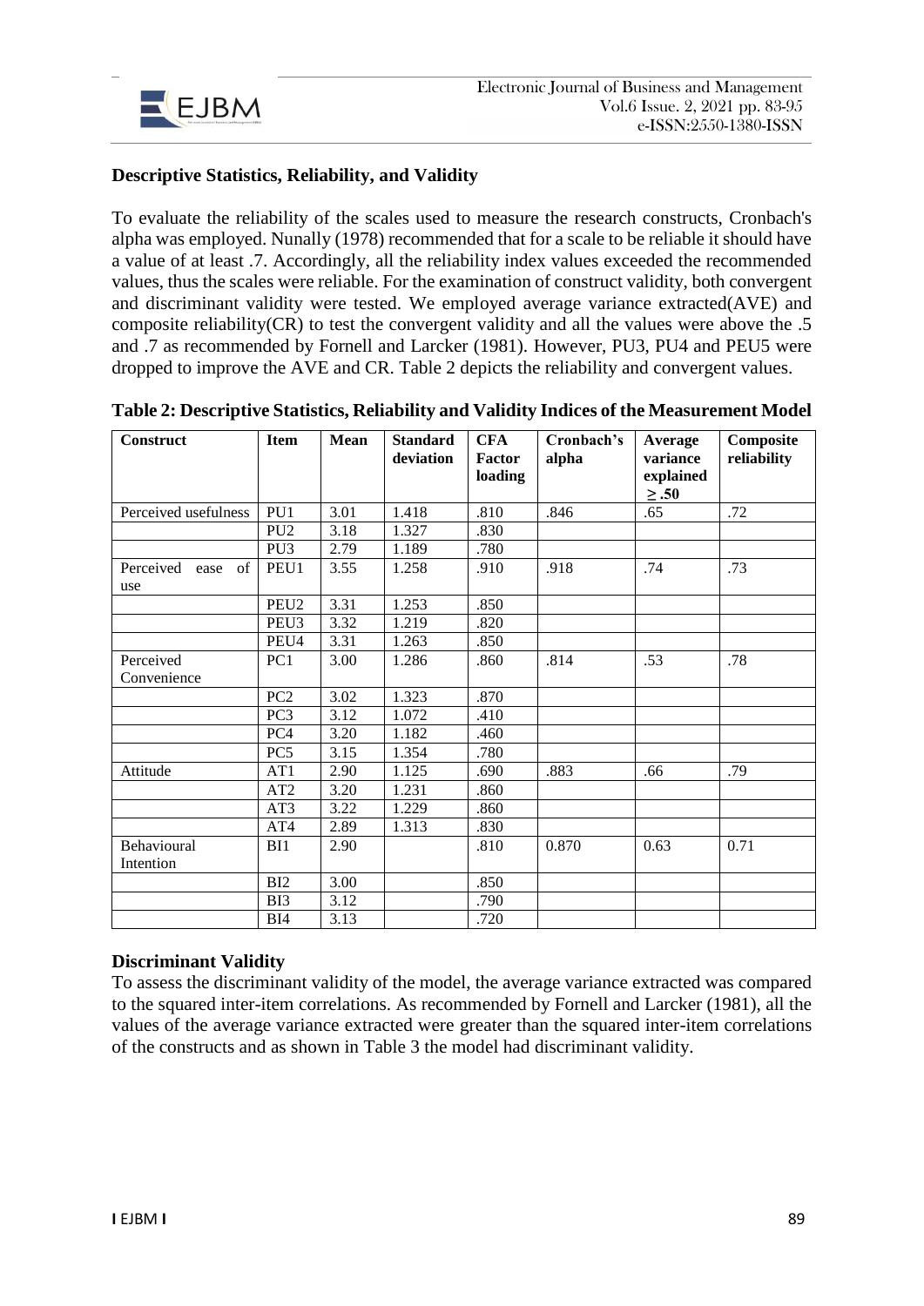### Descriptive Statistics, Reliability, and Validity

To evaluate the reliability of the scales used to measure the research constructs, Cronbach's alpha was employed. Nunally (1978) recommended that for a scale to be reliable it should have a value of at least .7. Accordingly, all the reliability index values exceeded the recommended values, thus the scales were reliable. For the examination of construct validity, both convergent and discriminant validity were tested. We employed average variance extracted(AVE) and composite reliability(CR) to test the convergent validity and all the values were above the .5 and .7 as recommended by Fornell and Larcker (1981). However, PU3, PU4 and PEU5 were dropped to improve the AVE and CR. Table 2 depicts the reliability and convergent values.

**Table 2: Descriptive Statistics, Reliability and Validity Indices of the Measurement Model**

| Construct | Item | Mean | Standard deviation | CFA Factor loading | Cronbach's alpha | Average variance explained ≥ .50 | Composite reliability |
|---|---|---|---|---|---|---|---|
| Perceived usefulness | PU1 | 3.01 | 1.418 | .810 | .846 | .65 | .72 |
| | PU2 | 3.18 | 1.327 | .830 | | | |
| | PU3 | 2.79 | 1.189 | .780 | | | |
| Perceived ease of use | PEU1 | 3.55 | 1.258 | .910 | .918 | .74 | .73 |
| | PEU2 | 3.31 | 1.253 | .850 | | | |
| | PEU3 | 3.32 | 1.219 | .820 | | | |
| | PEU4 | 3.31 | 1.263 | .850 | | | |
| Perceived Convenience | PC1 | 3.00 | 1.286 | .860 | .814 | .53 | .78 |
| | PC2 | 3.02 | 1.323 | .870 | | | |
| | PC3 | 3.12 | 1.072 | .410 | | | |
| | PC4 | 3.20 | 1.182 | .460 | | | |
| | PC5 | 3.15 | 1.354 | .780 | | | |
| Attitude | AT1 | 2.90 | 1.125 | .690 | .883 | .66 | .79 |
| | AT2 | 3.20 | 1.231 | .860 | | | |
| | AT3 | 3.22 | 1.229 | .860 | | | |
| | AT4 | 2.89 | 1.313 | .830 | | | |
| Behavioural Intention | BI1 | 2.90 | | .810 | 0.870 | 0.63 | 0.71 |
| | BI2 | 3.00 | | .850 | | | |
| | BI3 | 3.12 | | .790 | | | |
| | BI4 | 3.13 | | .720 | | | |

### Discriminant Validity

To assess the discriminant validity of the model, the average variance extracted was compared to the squared inter-item correlations. As recommended by Fornell and Larcker (1981), all the values of the average variance extracted were greater than the squared inter-item correlations of the constructs and as shown in Table 3 the model had discriminant validity.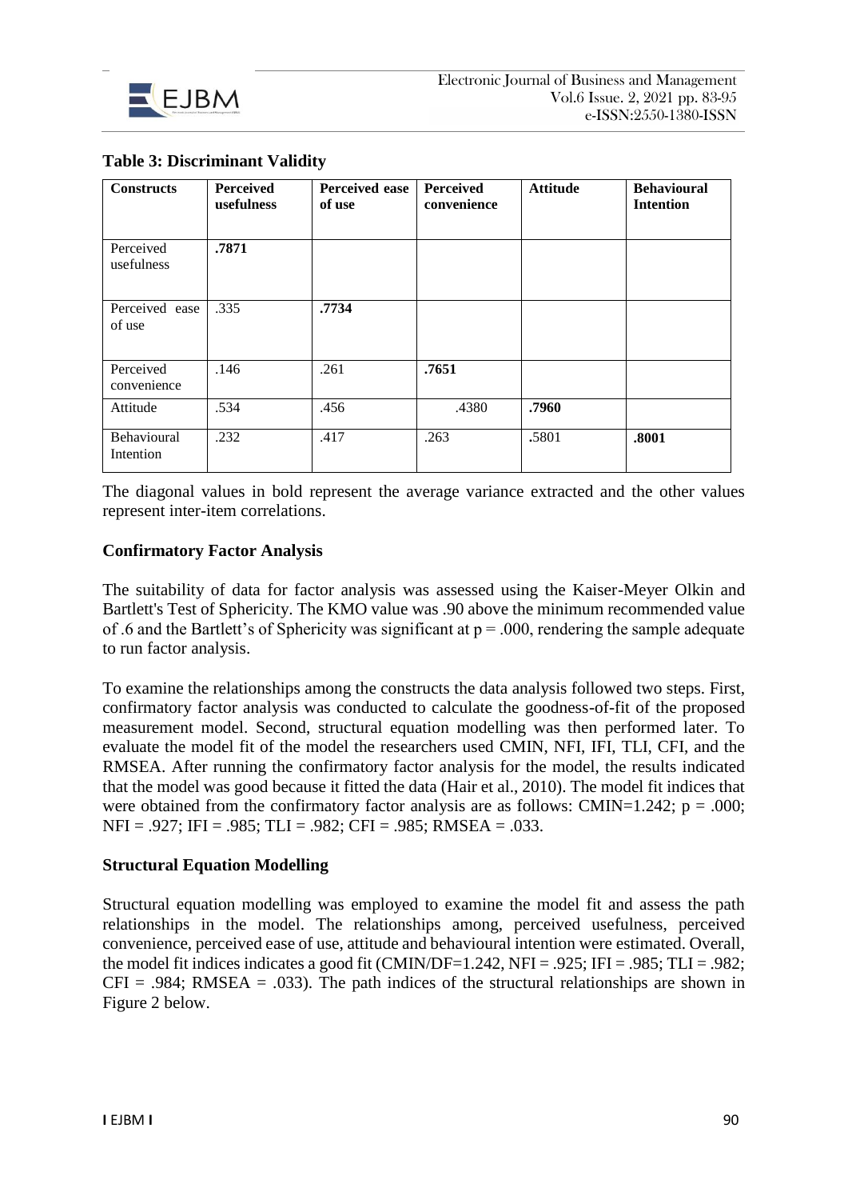**Table 3: Discriminant Validity**

| Constructs | Perceived usefulness | Perceived ease of use | Perceived convenience | Attitude | Behavioural Intention |
|---|---|---|---|---|---|
| Perceived usefulness | **.7871** | | | | |
| Perceived ease of use | .335 | **.7734** | | | |
| Perceived convenience | .146 | .261 | **.7651** | | |
| Attitude | .534 | .456 | .4380 | **.7960** | |
| Behavioural Intention | .232 | .417 | .263 | .5801 | **.8001** |

The diagonal values in bold represent the average variance extracted and the other values represent inter-item correlations.

### Confirmatory Factor Analysis

The suitability of data for factor analysis was assessed using the Kaiser-Meyer Olkin and Bartlett's Test of Sphericity. The KMO value was .90 above the minimum recommended value of .6 and the Bartlett's of Sphericity was significant at $p = .000$, rendering the sample adequate to run factor analysis.

To examine the relationships among the constructs the data analysis followed two steps. First, confirmatory factor analysis was conducted to calculate the goodness-of-fit of the proposed measurement model. Second, structural equation modelling was then performed later. To evaluate the model fit of the model the researchers used CMIN, NFI, IFI, TLI, CFI, and the RMSEA. After running the confirmatory factor analysis for the model, the results indicated that the model was good because it fitted the data (Hair et al., 2010). The model fit indices that were obtained from the confirmatory factor analysis are as follows: CMIN=1.242; $p = .000$; NFI = .927; IFI = .985; TLI = .982; CFI = .985; RMSEA = .033.

### Structural Equation Modelling

Structural equation modelling was employed to examine the model fit and assess the path relationships in the model. The relationships among, perceived usefulness, perceived convenience, perceived ease of use, attitude and behavioural intention were estimated. Overall, the model fit indices indicates a good fit (CMIN/DF=1.242, NFI = .925; IFI = .985; TLI = .982; CFI = .984; RMSEA = .033). The path indices of the structural relationships are shown in Figure 2 below.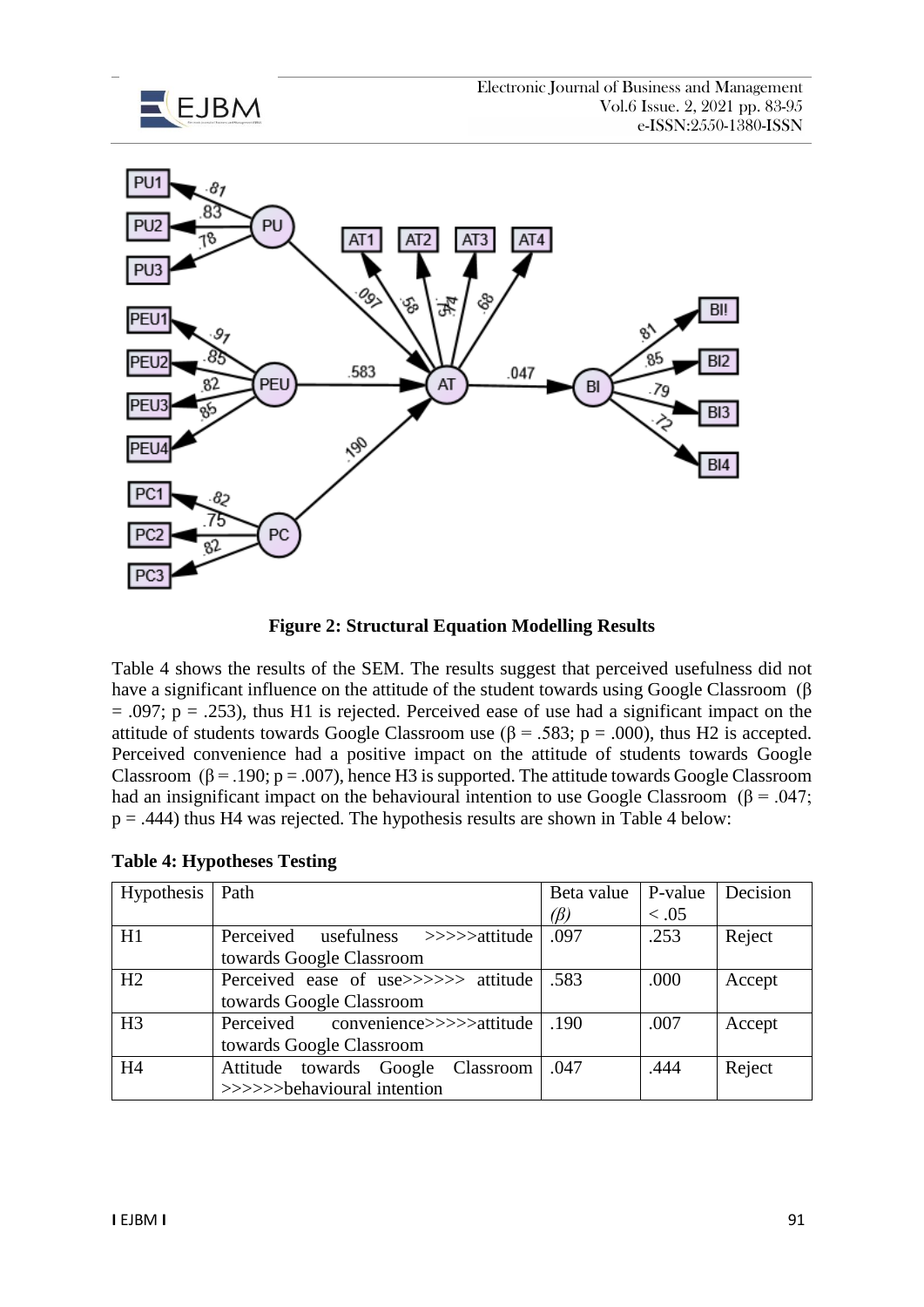**Figure 2: Structural Equation Modelling Results**

Table 4 shows the results of the SEM. The results suggest that perceived usefulness did not have a significant influence on the attitude of the student towards using Google Classroom (β = .097; p = .253), thus H1 is rejected. Perceived ease of use had a significant impact on the attitude of students towards Google Classroom use (β = .583; p = .000), thus H2 is accepted. Perceived convenience had a positive impact on the attitude of students towards Google Classroom (β = .190; p = .007), hence H3 is supported. The attitude towards Google Classroom had an insignificant impact on the behavioural intention to use Google Classroom (β = .047; p = .444) thus H4 was rejected. The hypothesis results are shown in Table 4 below:

**Table 4: Hypotheses Testing**

| Hypothesis | Path | Beta value (*β*) | P-value < .05 | Decision |
|---|---|---|---|---|
| H1 | Perceived usefulness >>>>>attitude towards Google Classroom | .097 | .253 | Reject |
| H2 | Perceived ease of use>>>>>> attitude towards Google Classroom | .583 | .000 | Accept |
| H3 | Perceived convenience>>>>>attitude towards Google Classroom | .190 | .007 | Accept |
| H4 | Attitude towards Google Classroom >>>>>>behavioural intention | .047 | .444 | Reject |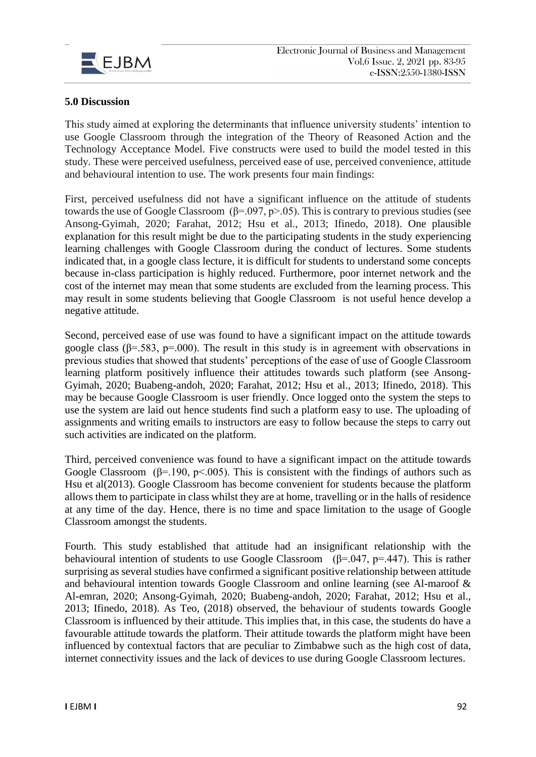## 5.0 Discussion

This study aimed at exploring the determinants that influence university students' intention to use Google Classroom through the integration of the Theory of Reasoned Action and the Technology Acceptance Model. Five constructs were used to build the model tested in this study. These were perceived usefulness, perceived ease of use, perceived convenience, attitude and behavioural intention to use. The work presents four main findings:

First, perceived usefulness did not have a significant influence on the attitude of students towards the use of Google Classroom ($\beta$=.097, p>.05). This is contrary to previous studies (see Ansong-Gyimah, 2020; Farahat, 2012; Hsu et al., 2013; Ifinedo, 2018). One plausible explanation for this result might be due to the participating students in the study experiencing learning challenges with Google Classroom during the conduct of lectures. Some students indicated that, in a google class lecture, it is difficult for students to understand some concepts because in-class participation is highly reduced. Furthermore, poor internet network and the cost of the internet may mean that some students are excluded from the learning process. This may result in some students believing that Google Classroom is not useful hence develop a negative attitude.

Second, perceived ease of use was found to have a significant impact on the attitude towards google class ($\beta$=.583, p=.000). The result in this study is in agreement with observations in previous studies that showed that students' perceptions of the ease of use of Google Classroom learning platform positively influence their attitudes towards such platform (see Ansong-Gyimah, 2020; Buabeng-andoh, 2020; Farahat, 2012; Hsu et al., 2013; Ifinedo, 2018). This may be because Google Classroom is user friendly. Once logged onto the system the steps to use the system are laid out hence students find such a platform easy to use. The uploading of assignments and writing emails to instructors are easy to follow because the steps to carry out such activities are indicated on the platform.

Third, perceived convenience was found to have a significant impact on the attitude towards Google Classroom ($\beta$=.190, p<.005). This is consistent with the findings of authors such as Hsu et al(2013). Google Classroom has become convenient for students because the platform allows them to participate in class whilst they are at home, travelling or in the halls of residence at any time of the day. Hence, there is no time and space limitation to the usage of Google Classroom amongst the students.

Fourth. This study established that attitude had an insignificant relationship with the behavioural intention of students to use Google Classroom ($\beta$=.047, p=.447). This is rather surprising as several studies have confirmed a significant positive relationship between attitude and behavioural intention towards Google Classroom and online learning (see Al-maroof & Al-emran, 2020; Ansong-Gyimah, 2020; Buabeng-andoh, 2020; Farahat, 2012; Hsu et al., 2013; Ifinedo, 2018). As Teo, (2018) observed, the behaviour of students towards Google Classroom is influenced by their attitude. This implies that, in this case, the students do have a favourable attitude towards the platform. Their attitude towards the platform might have been influenced by contextual factors that are peculiar to Zimbabwe such as the high cost of data, internet connectivity issues and the lack of devices to use during Google Classroom lectures.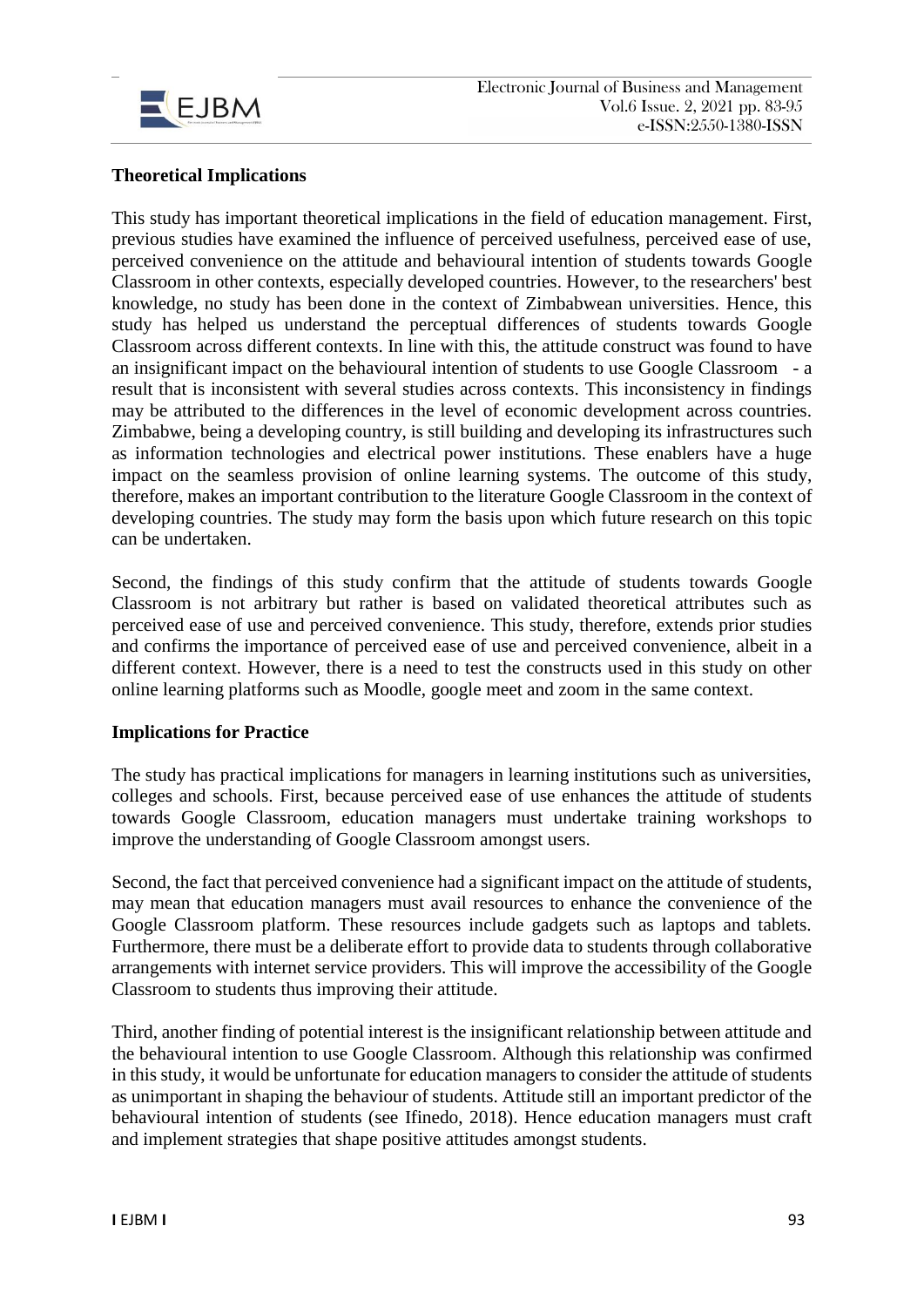**Theoretical Implications**

This study has important theoretical implications in the field of education management. First, previous studies have examined the influence of perceived usefulness, perceived ease of use, perceived convenience on the attitude and behavioural intention of students towards Google Classroom in other contexts, especially developed countries. However, to the researchers' best knowledge, no study has been done in the context of Zimbabwean universities. Hence, this study has helped us understand the perceptual differences of students towards Google Classroom across different contexts. In line with this, the attitude construct was found to have an insignificant impact on the behavioural intention of students to use Google Classroom - a result that is inconsistent with several studies across contexts. This inconsistency in findings may be attributed to the differences in the level of economic development across countries. Zimbabwe, being a developing country, is still building and developing its infrastructures such as information technologies and electrical power institutions. These enablers have a huge impact on the seamless provision of online learning systems. The outcome of this study, therefore, makes an important contribution to the literature Google Classroom in the context of developing countries. The study may form the basis upon which future research on this topic can be undertaken.

Second, the findings of this study confirm that the attitude of students towards Google Classroom is not arbitrary but rather is based on validated theoretical attributes such as perceived ease of use and perceived convenience. This study, therefore, extends prior studies and confirms the importance of perceived ease of use and perceived convenience, albeit in a different context. However, there is a need to test the constructs used in this study on other online learning platforms such as Moodle, google meet and zoom in the same context.

**Implications for Practice**

The study has practical implications for managers in learning institutions such as universities, colleges and schools. First, because perceived ease of use enhances the attitude of students towards Google Classroom, education managers must undertake training workshops to improve the understanding of Google Classroom amongst users.

Second, the fact that perceived convenience had a significant impact on the attitude of students, may mean that education managers must avail resources to enhance the convenience of the Google Classroom platform. These resources include gadgets such as laptops and tablets. Furthermore, there must be a deliberate effort to provide data to students through collaborative arrangements with internet service providers. This will improve the accessibility of the Google Classroom to students thus improving their attitude.

Third, another finding of potential interest is the insignificant relationship between attitude and the behavioural intention to use Google Classroom. Although this relationship was confirmed in this study, it would be unfortunate for education managers to consider the attitude of students as unimportant in shaping the behaviour of students. Attitude still an important predictor of the behavioural intention of students (see Ifinedo, 2018). Hence education managers must craft and implement strategies that shape positive attitudes amongst students.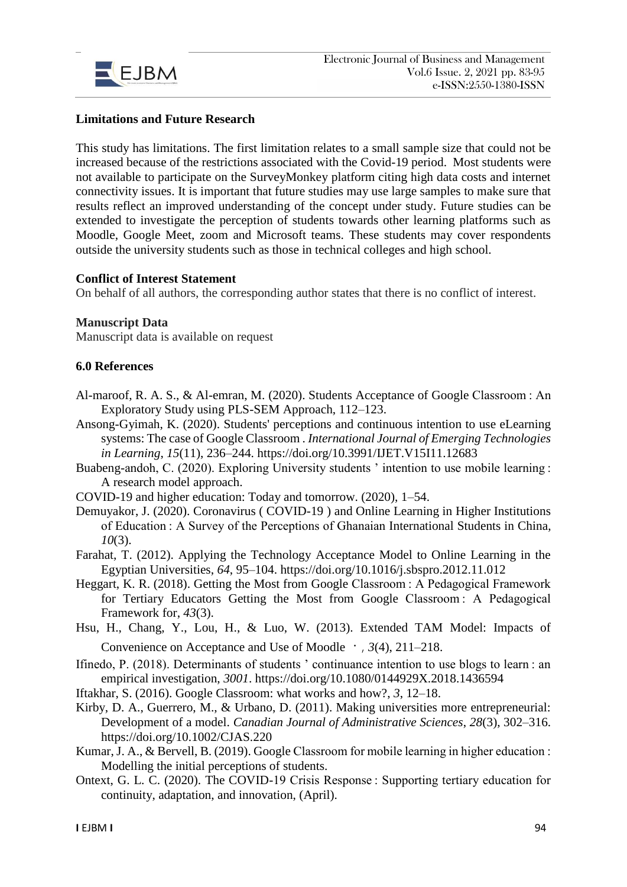**Limitations and Future Research**

This study has limitations. The first limitation relates to a small sample size that could not be increased because of the restrictions associated with the Covid-19 period. Most students were not available to participate on the SurveyMonkey platform citing high data costs and internet connectivity issues. It is important that future studies may use large samples to make sure that results reflect an improved understanding of the concept under study. Future studies can be extended to investigate the perception of students towards other learning platforms such as Moodle, Google Meet, zoom and Microsoft teams. These students may cover respondents outside the university students such as those in technical colleges and high school.

**Conflict of Interest Statement**

On behalf of all authors, the corresponding author states that there is no conflict of interest.

**Manuscript Data**

Manuscript data is available on request

**6.0 References**

Al-maroof, R. A. S., & Al-emran, M. (2020). Students Acceptance of Google Classroom : An Exploratory Study using PLS-SEM Approach, 112–123.

Ansong-Gyimah, K. (2020). Students' perceptions and continuous intention to use eLearning systems: The case of Google Classroom . *International Journal of Emerging Technologies in Learning*, *15*(11), 236–244. https://doi.org/10.3991/IJET.V15I11.12683

Buabeng-andoh, C. (2020). Exploring University students ' intention to use mobile learning : A research model approach.

COVID-19 and higher education: Today and tomorrow. (2020), 1–54.

Demuyakor, J. (2020). Coronavirus ( COVID-19 ) and Online Learning in Higher Institutions of Education : A Survey of the Perceptions of Ghanaian International Students in China, *10*(3).

Farahat, T. (2012). Applying the Technology Acceptance Model to Online Learning in the Egyptian Universities, *64*, 95–104. https://doi.org/10.1016/j.sbspro.2012.11.012

Heggart, K. R. (2018). Getting the Most from Google Classroom : A Pedagogical Framework for Tertiary Educators Getting the Most from Google Classroom : A Pedagogical Framework for, *43*(3).

Hsu, H., Chang, Y., Lou, H., & Luo, W. (2013). Extended TAM Model: Impacts of Convenience on Acceptance and Use of Moodle ·, *3*(4), 211–218.

Ifinedo, P. (2018). Determinants of students ' continuance intention to use blogs to learn : an empirical investigation, *3001*. https://doi.org/10.1080/0144929X.2018.1436594

Iftakhar, S. (2016). Google Classroom: what works and how?, *3*, 12–18.

Kirby, D. A., Guerrero, M., & Urbano, D. (2011). Making universities more entrepreneurial: Development of a model. *Canadian Journal of Administrative Sciences*, *28*(3), 302–316. https://doi.org/10.1002/CJAS.220

Kumar, J. A., & Bervell, B. (2019). Google Classroom for mobile learning in higher education : Modelling the initial perceptions of students.

Ontext, G. L. C. (2020). The COVID-19 Crisis Response : Supporting tertiary education for continuity, adaptation, and innovation, (April).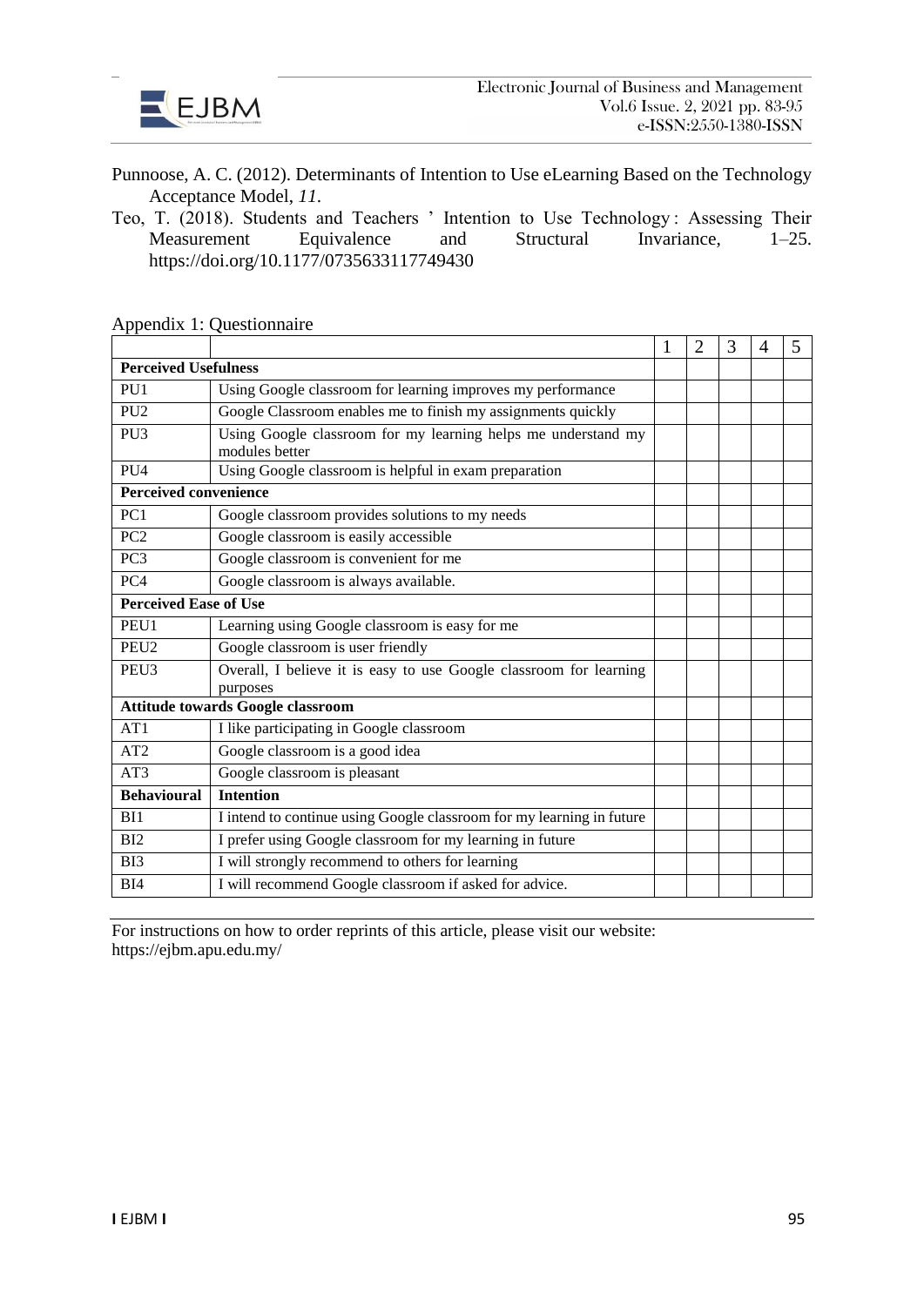Punnoose, A. C. (2012). Determinants of Intention to Use eLearning Based on the Technology Acceptance Model, *11*.

Teo, T. (2018). Students and Teachers ' Intention to Use Technology : Assessing Their Measurement Equivalence and Structural Invariance, 1–25. https://doi.org/10.1177/0735633117749430

Appendix 1: Questionnaire

| | | 1 | 2 | 3 | 4 | 5 |
|---|---|---|---|---|---|---|
| **Perceived Usefulness** | | | | | | |
| PU1 | Using Google classroom for learning improves my performance | | | | | |
| PU2 | Google Classroom enables me to finish my assignments quickly | | | | | |
| PU3 | Using Google classroom for my learning helps me understand my modules better | | | | | |
| PU4 | Using Google classroom is helpful in exam preparation | | | | | |
| **Perceived convenience** | | | | | | |
| PC1 | Google classroom provides solutions to my needs | | | | | |
| PC2 | Google classroom is easily accessible | | | | | |
| PC3 | Google classroom is convenient for me | | | | | |
| PC4 | Google classroom is always available. | | | | | |
| **Perceived Ease of Use** | | | | | | |
| PEU1 | Learning using Google classroom is easy for me | | | | | |
| PEU2 | Google classroom is user friendly | | | | | |
| PEU3 | Overall, I believe it is easy to use Google classroom for learning purposes | | | | | |
| **Attitude towards Google classroom** | | | | | | |
| AT1 | I like participating in Google classroom | | | | | |
| AT2 | Google classroom is a good idea | | | | | |
| AT3 | Google classroom is pleasant | | | | | |
| **Behavioural** | **Intention** | | | | | |
| BI1 | I intend to continue using Google classroom for my learning in future | | | | | |
| BI2 | I prefer using Google classroom for my learning in future | | | | | |
| BI3 | I will strongly recommend to others for learning | | | | | |
| BI4 | I will recommend Google classroom if asked for advice. | | | | | |

For instructions on how to order reprints of this article, please visit our website: https://ejbm.apu.edu.my/